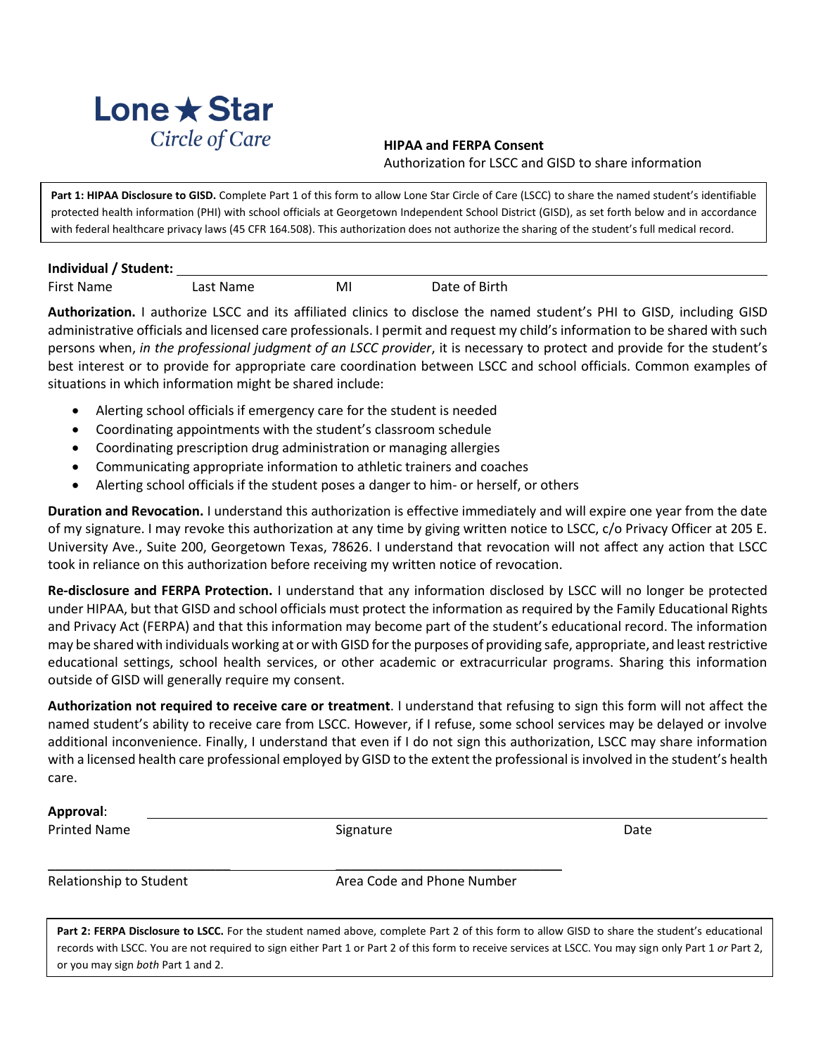**Lone ★ Star**
*Circle of Care*

**HIPAA and FERPA Consent**
Authorization for LSCC and GISD to share information

**Part 1: HIPAA Disclosure to GISD.** Complete Part 1 of this form to allow Lone Star Circle of Care (LSCC) to share the named student's identifiable protected health information (PHI) with school officials at Georgetown Independent School District (GISD), as set forth below and in accordance with federal healthcare privacy laws (45 CFR 164.508). This authorization does not authorize the sharing of the student's full medical record.

**Individual / Student:** ______________________________________________

First Name | Last Name | MI | Date of Birth

**Authorization.** I authorize LSCC and its affiliated clinics to disclose the named student's PHI to GISD, including GISD administrative officials and licensed care professionals. I permit and request my child's information to be shared with such persons when, *in the professional judgment of an LSCC provider*, it is necessary to protect and provide for the student's best interest or to provide for appropriate care coordination between LSCC and school officials. Common examples of situations in which information might be shared include:

- Alerting school officials if emergency care for the student is needed
- Coordinating appointments with the student's classroom schedule
- Coordinating prescription drug administration or managing allergies
- Communicating appropriate information to athletic trainers and coaches
- Alerting school officials if the student poses a danger to him- or herself, or others

**Duration and Revocation.** I understand this authorization is effective immediately and will expire one year from the date of my signature. I may revoke this authorization at any time by giving written notice to LSCC, c/o Privacy Officer at 205 E. University Ave., Suite 200, Georgetown Texas, 78626. I understand that revocation will not affect any action that LSCC took in reliance on this authorization before receiving my written notice of revocation.

**Re-disclosure and FERPA Protection.** I understand that any information disclosed by LSCC will no longer be protected under HIPAA, but that GISD and school officials must protect the information as required by the Family Educational Rights and Privacy Act (FERPA) and that this information may become part of the student's educational record. The information may be shared with individuals working at or with GISD for the purposes of providing safe, appropriate, and least restrictive educational settings, school health services, or other academic or extracurricular programs. Sharing this information outside of GISD will generally require my consent.

**Authorization not required to receive care or treatment**. I understand that refusing to sign this form will not affect the named student's ability to receive care from LSCC. However, if I refuse, some school services may be delayed or involve additional inconvenience. Finally, I understand that even if I do not sign this authorization, LSCC may share information with a licensed health care professional employed by GISD to the extent the professional is involved in the student's health care.

**Approval**: ______________________________________________

Printed Name | Signature | Date

______________________ ______________________

Relationship to Student | Area Code and Phone Number

**Part 2: FERPA Disclosure to LSCC.** For the student named above, complete Part 2 of this form to allow GISD to share the student's educational records with LSCC. You are not required to sign either Part 1 or Part 2 of this form to receive services at LSCC. You may sign only Part 1 *or* Part 2, or you may sign *both* Part 1 and 2.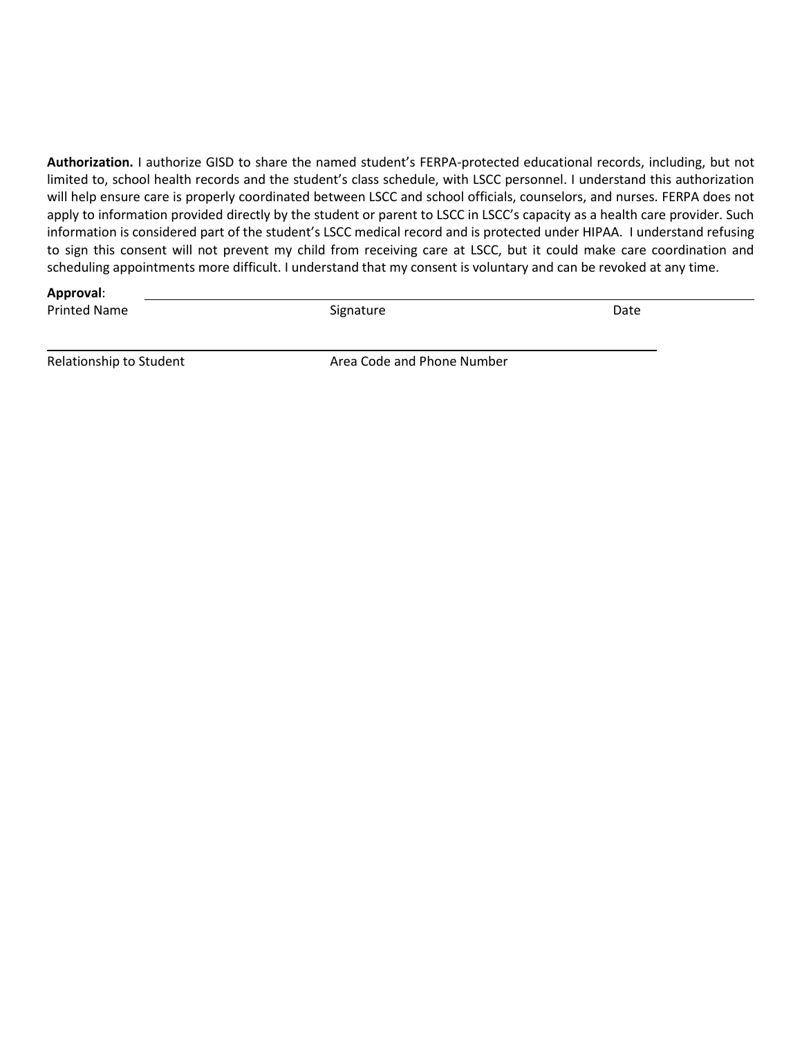**Authorization.** I authorize GISD to share the named student's FERPA-protected educational records, including, but not limited to, school health records and the student's class schedule, with LSCC personnel. I understand this authorization will help ensure care is properly coordinated between LSCC and school officials, counselors, and nurses. FERPA does not apply to information provided directly by the student or parent to LSCC in LSCC's capacity as a health care provider. Such information is considered part of the student's LSCC medical record and is protected under HIPAA. I understand refusing to sign this consent will not prevent my child from receiving care at LSCC, but it could make care coordination and scheduling appointments more difficult. I understand that my consent is voluntary and can be revoked at any time.

**Approval**:

Printed Name ______________________ Signature ______________________ Date ______________________

Relationship to Student ______________________ Area Code and Phone Number ______________________